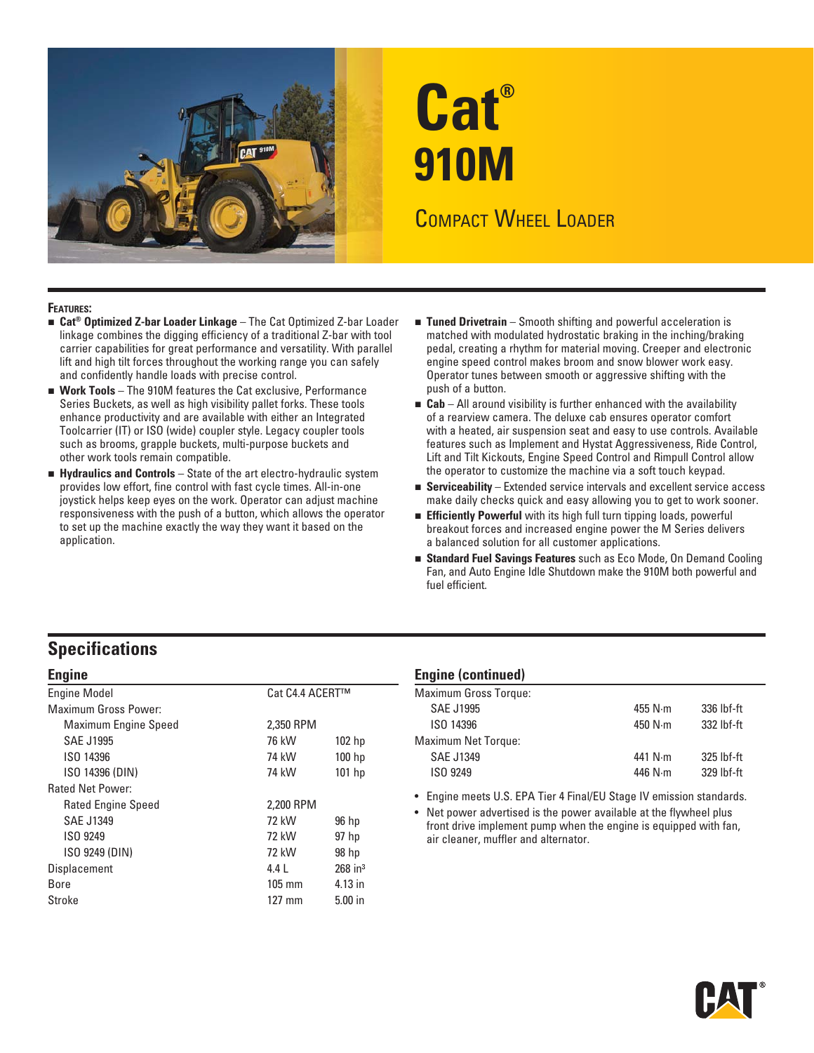# Cat® 910M

## Compact Wheel Loader

**Features:**

- **Cat® Optimized Z-bar Loader Linkage** – The Cat Optimized Z-bar Loader linkage combines the digging efficiency of a traditional Z-bar with tool carrier capabilities for great performance and versatility. With parallel lift and high tilt forces throughout the working range you can safely and confidently handle loads with precise control.
- **Work Tools** – The 910M features the Cat exclusive, Performance Series Buckets, as well as high visibility pallet forks. These tools enhance productivity and are available with either an Integrated Toolcarrier (IT) or ISO (wide) coupler style. Legacy coupler tools such as brooms, grapple buckets, multi-purpose buckets and other work tools remain compatible.
- **Hydraulics and Controls** – State of the art electro-hydraulic system provides low effort, fine control with fast cycle times. All-in-one joystick helps keep eyes on the work. Operator can adjust machine responsiveness with the push of a button, which allows the operator to set up the machine exactly the way they want it based on the application.
- **Tuned Drivetrain** – Smooth shifting and powerful acceleration is matched with modulated hydrostatic braking in the inching/braking pedal, creating a rhythm for material moving. Creeper and electronic engine speed control makes broom and snow blower work easy. Operator tunes between smooth or aggressive shifting with the push of a button.
- **Cab** – All around visibility is further enhanced with the availability of a rearview camera. The deluxe cab ensures operator comfort with a heated, air suspension seat and easy to use controls. Available features such as Implement and Hystat Aggressiveness, Ride Control, Lift and Tilt Kickouts, Engine Speed Control and Rimpull Control allow the operator to customize the machine via a soft touch keypad.
- **Serviceability** – Extended service intervals and excellent service access make daily checks quick and easy allowing you to get to work sooner.
- **Efficiently Powerful** with its high full turn tipping loads, powerful breakout forces and increased engine power the M Series delivers a balanced solution for all customer applications.
- **Standard Fuel Savings Features** such as Eco Mode, On Demand Cooling Fan, and Auto Engine Idle Shutdown make the 910M both powerful and fuel efficient.

## Specifications

### Engine

| | | |
|---|---|---|
| Engine Model | Cat C4.4 ACERT™ | |
| Maximum Gross Power: | | |
| Maximum Engine Speed | 2,350 RPM | |
| SAE J1995 | 76 kW | 102 hp |
| ISO 14396 | 74 kW | 100 hp |
| ISO 14396 (DIN) | 74 kW | 101 hp |
| Rated Net Power: | | |
| Rated Engine Speed | 2,200 RPM | |
| SAE J1349 | 72 kW | 96 hp |
| ISO 9249 | 72 kW | 97 hp |
| ISO 9249 (DIN) | 72 kW | 98 hp |
| Displacement | 4.4 L | 268 in³ |
| Bore | 105 mm | 4.13 in |
| Stroke | 127 mm | 5.00 in |

### Engine (continued)

| | | |
|---|---|---|
| Maximum Gross Torque: | | |
| SAE J1995 | 455 N·m | 336 lbf-ft |
| ISO 14396 | 450 N·m | 332 lbf-ft |
| Maximum Net Torque: | | |
| SAE J1349 | 441 N·m | 325 lbf-ft |
| ISO 9249 | 446 N·m | 329 lbf-ft |

- Engine meets U.S. EPA Tier 4 Final/EU Stage IV emission standards.
- Net power advertised is the power available at the flywheel plus front drive implement pump when the engine is equipped with fan, air cleaner, muffler and alternator.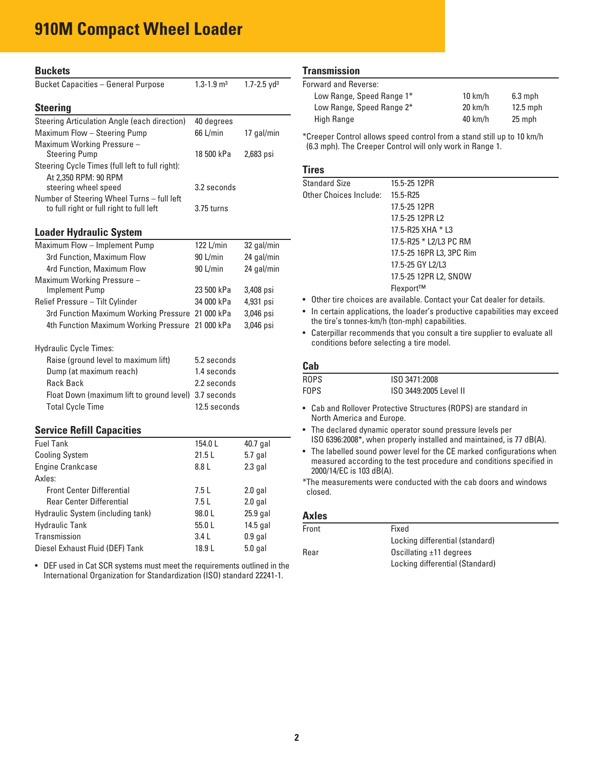# 910M Compact Wheel Loader

## Buckets

| | | |
|---|---|---|
| Bucket Capacities – General Purpose | 1.3-1.9 m³ | 1.7-2.5 yd³ |

## Steering

| | | |
|---|---|---|
| Steering Articulation Angle (each direction) | 40 degrees | |
| Maximum Flow – Steering Pump | 66 L/min | 17 gal/min |
| Maximum Working Pressure – Steering Pump | 18 500 kPa | 2,683 psi |
| Steering Cycle Times (full left to full right): | | |
| At 2,350 RPM: 90 RPM steering wheel speed | 3.2 seconds | |
| Number of Steering Wheel Turns – full left to full right or full right to full left | 3.75 turns | |

## Loader Hydraulic System

| | | |
|---|---|---|
| Maximum Flow – Implement Pump | 122 L/min | 32 gal/min |
| 3rd Function, Maximum Flow | 90 L/min | 24 gal/min |
| 4rd Function, Maximum Flow | 90 L/min | 24 gal/min |
| Maximum Working Pressure – Implement Pump | 23 500 kPa | 3,408 psi |
| Relief Pressure – Tilt Cylinder | 34 000 kPa | 4,931 psi |
| 3rd Function Maximum Working Pressure | 21 000 kPa | 3,046 psi |
| 4th Function Maximum Working Pressure | 21 000 kPa | 3,046 psi |

| | |
|---|---|
| Hydraulic Cycle Times: | |
| Raise (ground level to maximum lift) | 5.2 seconds |
| Dump (at maximum reach) | 1.4 seconds |
| Rack Back | 2.2 seconds |
| Float Down (maximum lift to ground level) | 3.7 seconds |
| Total Cycle Time | 12.5 seconds |

## Service Refill Capacities

| | | |
|---|---|---|
| Fuel Tank | 154.0 L | 40.7 gal |
| Cooling System | 21.5 L | 5.7 gal |
| Engine Crankcase | 8.8 L | 2.3 gal |
| Axles: | | |
| Front Center Differential | 7.5 L | 2.0 gal |
| Rear Center Differential | 7.5 L | 2.0 gal |
| Hydraulic System (including tank) | 98.0 L | 25.9 gal |
| Hydraulic Tank | 55.0 L | 14.5 gal |
| Transmission | 3.4 L | 0.9 gal |
| Diesel Exhaust Fluid (DEF) Tank | 18.9 L | 5.0 gal |

- DEF used in Cat SCR systems must meet the requirements outlined in the International Organization for Standardization (ISO) standard 22241-1.

## Transmission

| | | |
|---|---|---|
| Forward and Reverse: | | |
| Low Range, Speed Range 1* | 10 km/h | 6.3 mph |
| Low Range, Speed Range 2* | 20 km/h | 12.5 mph |
| High Range | 40 km/h | 25 mph |

*Creeper Control allows speed control from a stand still up to 10 km/h (6.3 mph). The Creeper Control will only work in Range 1.

## Tires

| | |
|---|---|
| Standard Size | 15.5-25 12PR |
| Other Choices Include: | 15.5-R25 |
| | 17.5-25 12PR |
| | 17.5-25 12PR L2 |
| | 17.5-R25 XHA * L3 |
| | 17.5-R25 * L2/L3 PC RM |
| | 17.5-25 16PR L3, 3PC Rim |
| | 17.5-25 GY L2/L3 |
| | 17.5-25 12PR L2, SNOW |
| | Flexport™ |

- Other tire choices are available. Contact your Cat dealer for details.
- In certain applications, the loader's productive capabilities may exceed the tire's tonnes-km/h (ton-mph) capabilities.
- Caterpillar recommends that you consult a tire supplier to evaluate all conditions before selecting a tire model.

## Cab

| | |
|---|---|
| ROPS | ISO 3471:2008 |
| FOPS | ISO 3449:2005 Level II |

- Cab and Rollover Protective Structures (ROPS) are standard in North America and Europe.
- The declared dynamic operator sound pressure levels per ISO 6396:2008*, when properly installed and maintained, is 77 dB(A).
- The labelled sound power level for the CE marked configurations when measured according to the test procedure and conditions specified in 2000/14/EC is 103 dB(A).

*The measurements were conducted with the cab doors and windows closed.

## Axles

| | |
|---|---|
| Front | Fixed |
| | Locking differential (standard) |
| Rear | Oscillating ±11 degrees |
| | Locking differential (Standard) |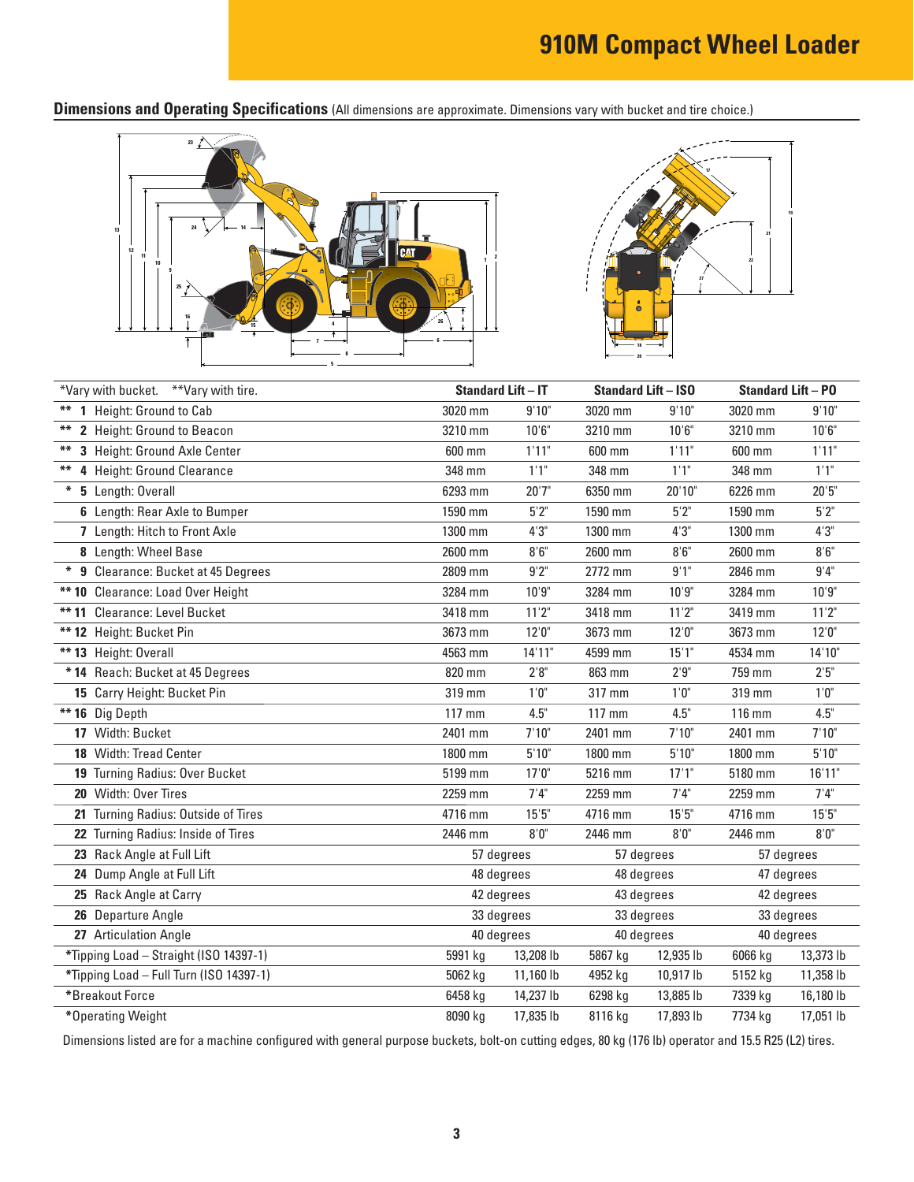# 910M Compact Wheel Loader

## Dimensions and Operating Specifications (All dimensions are approximate. Dimensions vary with bucket and tire choice.)

| *Vary with bucket. **Vary with tire. | Standard Lift – IT | | Standard Lift – ISO | | Standard Lift – PO | |
|---|---|---|---|---|---|---|
| ** 1 Height: Ground to Cab | 3020 mm | 9'10" | 3020 mm | 9'10" | 3020 mm | 9'10" |
| ** 2 Height: Ground to Beacon | 3210 mm | 10'6" | 3210 mm | 10'6" | 3210 mm | 10'6" |
| ** 3 Height: Ground Axle Center | 600 mm | 1'11" | 600 mm | 1'11" | 600 mm | 1'11" |
| ** 4 Height: Ground Clearance | 348 mm | 1'1" | 348 mm | 1'1" | 348 mm | 1'1" |
| * 5 Length: Overall | 6293 mm | 20'7" | 6350 mm | 20'10" | 6226 mm | 20'5" |
| 6 Length: Rear Axle to Bumper | 1590 mm | 5'2" | 1590 mm | 5'2" | 1590 mm | 5'2" |
| 7 Length: Hitch to Front Axle | 1300 mm | 4'3" | 1300 mm | 4'3" | 1300 mm | 4'3" |
| 8 Length: Wheel Base | 2600 mm | 8'6" | 2600 mm | 8'6" | 2600 mm | 8'6" |
| * 9 Clearance: Bucket at 45 Degrees | 2809 mm | 9'2" | 2772 mm | 9'1" | 2846 mm | 9'4" |
| ** 10 Clearance: Load Over Height | 3284 mm | 10'9" | 3284 mm | 10'9" | 3284 mm | 10'9" |
| ** 11 Clearance: Level Bucket | 3418 mm | 11'2" | 3418 mm | 11'2" | 3419 mm | 11'2" |
| ** 12 Height: Bucket Pin | 3673 mm | 12'0" | 3673 mm | 12'0" | 3673 mm | 12'0" |
| ** 13 Height: Overall | 4563 mm | 14'11" | 4599 mm | 15'1" | 4534 mm | 14'10" |
| * 14 Reach: Bucket at 45 Degrees | 820 mm | 2'8" | 863 mm | 2'9" | 759 mm | 2'5" |
| 15 Carry Height: Bucket Pin | 319 mm | 1'0" | 317 mm | 1'0" | 319 mm | 1'0" |
| ** 16 Dig Depth | 117 mm | 4.5" | 117 mm | 4.5" | 116 mm | 4.5" |
| 17 Width: Bucket | 2401 mm | 7'10" | 2401 mm | 7'10" | 2401 mm | 7'10" |
| 18 Width: Tread Center | 1800 mm | 5'10" | 1800 mm | 5'10" | 1800 mm | 5'10" |
| 19 Turning Radius: Over Bucket | 5199 mm | 17'0" | 5216 mm | 17'1" | 5180 mm | 16'11" |
| 20 Width: Over Tires | 2259 mm | 7'4" | 2259 mm | 7'4" | 2259 mm | 7'4" |
| 21 Turning Radius: Outside of Tires | 4716 mm | 15'5" | 4716 mm | 15'5" | 4716 mm | 15'5" |
| 22 Turning Radius: Inside of Tires | 2446 mm | 8'0" | 2446 mm | 8'0" | 2446 mm | 8'0" |
| 23 Rack Angle at Full Lift | 57 degrees | | 57 degrees | | 57 degrees | |
| 24 Dump Angle at Full Lift | 48 degrees | | 48 degrees | | 47 degrees | |
| 25 Rack Angle at Carry | 42 degrees | | 43 degrees | | 42 degrees | |
| 26 Departure Angle | 33 degrees | | 33 degrees | | 33 degrees | |
| 27 Articulation Angle | 40 degrees | | 40 degrees | | 40 degrees | |
| *Tipping Load – Straight (ISO 14397-1) | 5991 kg | 13,208 lb | 5867 kg | 12,935 lb | 6066 kg | 13,373 lb |
| *Tipping Load – Full Turn (ISO 14397-1) | 5062 kg | 11,160 lb | 4952 kg | 10,917 lb | 5152 kg | 11,358 lb |
| *Breakout Force | 6458 kg | 14,237 lb | 6298 kg | 13,885 lb | 7339 kg | 16,180 lb |
| *Operating Weight | 8090 kg | 17,835 lb | 8116 kg | 17,893 lb | 7734 kg | 17,051 lb |

Dimensions listed are for a machine configured with general purpose buckets, bolt-on cutting edges, 80 kg (176 lb) operator and 15.5 R25 (L2) tires.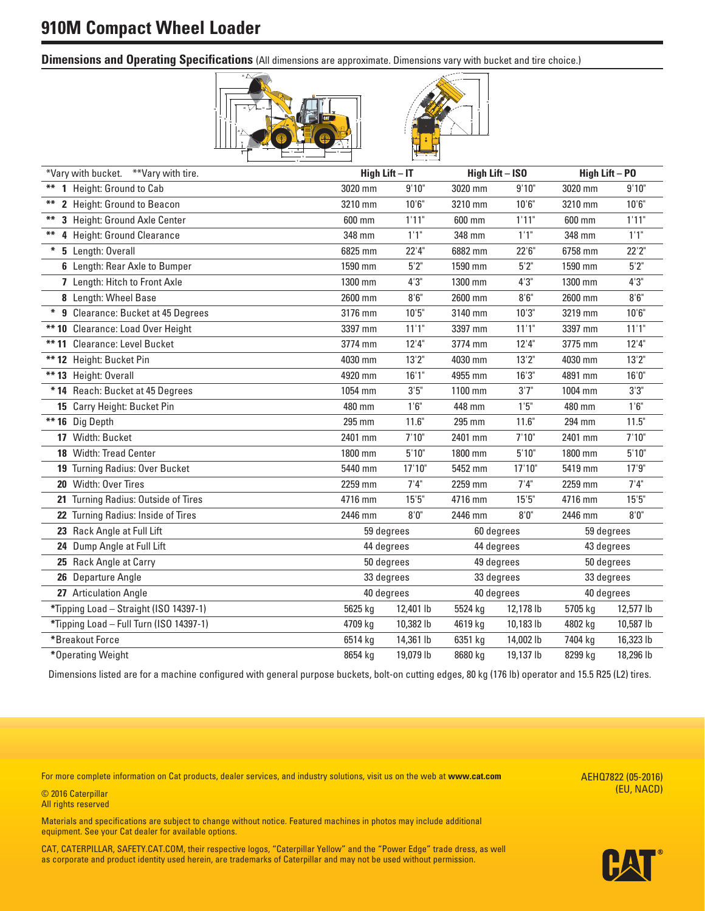# 910M Compact Wheel Loader

## Dimensions and Operating Specifications (All dimensions are approximate. Dimensions vary with bucket and tire choice.)

| *Vary with bucket. **Vary with tire. | High Lift – IT | | High Lift – ISO | | High Lift – PO | |
|---|---|---|---|---|---|---|
| ** 1 Height: Ground to Cab | 3020 mm | 9'10" | 3020 mm | 9'10" | 3020 mm | 9'10" |
| ** 2 Height: Ground to Beacon | 3210 mm | 10'6" | 3210 mm | 10'6" | 3210 mm | 10'6" |
| ** 3 Height: Ground Axle Center | 600 mm | 1'11" | 600 mm | 1'11" | 600 mm | 1'11" |
| ** 4 Height: Ground Clearance | 348 mm | 1'1" | 348 mm | 1'1" | 348 mm | 1'1" |
| * 5 Length: Overall | 6825 mm | 22'4" | 6882 mm | 22'6" | 6758 mm | 22'2" |
| 6 Length: Rear Axle to Bumper | 1590 mm | 5'2" | 1590 mm | 5'2" | 1590 mm | 5'2" |
| 7 Length: Hitch to Front Axle | 1300 mm | 4'3" | 1300 mm | 4'3" | 1300 mm | 4'3" |
| 8 Length: Wheel Base | 2600 mm | 8'6" | 2600 mm | 8'6" | 2600 mm | 8'6" |
| * 9 Clearance: Bucket at 45 Degrees | 3176 mm | 10'5" | 3140 mm | 10'3" | 3219 mm | 10'6" |
| ** 10 Clearance: Load Over Height | 3397 mm | 11'1" | 3397 mm | 11'1" | 3397 mm | 11'1" |
| ** 11 Clearance: Level Bucket | 3774 mm | 12'4" | 3774 mm | 12'4" | 3775 mm | 12'4" |
| ** 12 Height: Bucket Pin | 4030 mm | 13'2" | 4030 mm | 13'2" | 4030 mm | 13'2" |
| ** 13 Height: Overall | 4920 mm | 16'1" | 4955 mm | 16'3" | 4891 mm | 16'0" |
| * 14 Reach: Bucket at 45 Degrees | 1054 mm | 3'5" | 1100 mm | 3'7" | 1004 mm | 3'3" |
| 15 Carry Height: Bucket Pin | 480 mm | 1'6" | 448 mm | 1'5" | 480 mm | 1'6" |
| ** 16 Dig Depth | 295 mm | 11.6" | 295 mm | 11.6" | 294 mm | 11.5" |
| 17 Width: Bucket | 2401 mm | 7'10" | 2401 mm | 7'10" | 2401 mm | 7'10" |
| 18 Width: Tread Center | 1800 mm | 5'10" | 1800 mm | 5'10" | 1800 mm | 5'10" |
| 19 Turning Radius: Over Bucket | 5440 mm | 17'10" | 5452 mm | 17'10" | 5419 mm | 17'9" |
| 20 Width: Over Tires | 2259 mm | 7'4" | 2259 mm | 7'4" | 2259 mm | 7'4" |
| 21 Turning Radius: Outside of Tires | 4716 mm | 15'5" | 4716 mm | 15'5" | 4716 mm | 15'5" |
| 22 Turning Radius: Inside of Tires | 2446 mm | 8'0" | 2446 mm | 8'0" | 2446 mm | 8'0" |
| 23 Rack Angle at Full Lift | 59 degrees | | 60 degrees | | 59 degrees | |
| 24 Dump Angle at Full Lift | 44 degrees | | 44 degrees | | 43 degrees | |
| 25 Rack Angle at Carry | 50 degrees | | 49 degrees | | 50 degrees | |
| 26 Departure Angle | 33 degrees | | 33 degrees | | 33 degrees | |
| 27 Articulation Angle | 40 degrees | | 40 degrees | | 40 degrees | |
| *Tipping Load – Straight (ISO 14397-1) | 5625 kg | 12,401 lb | 5524 kg | 12,178 lb | 5705 kg | 12,577 lb |
| *Tipping Load – Full Turn (ISO 14397-1) | 4709 kg | 10,382 lb | 4619 kg | 10,183 lb | 4802 kg | 10,587 lb |
| *Breakout Force | 6514 kg | 14,361 lb | 6351 kg | 14,002 lb | 7404 kg | 16,323 lb |
| *Operating Weight | 8654 kg | 19,079 lb | 8680 kg | 19,137 lb | 8299 kg | 18,296 lb |

Dimensions listed are for a machine configured with general purpose buckets, bolt-on cutting edges, 80 kg (176 lb) operator and 15.5 R25 (L2) tires.

For more complete information on Cat products, dealer services, and industry solutions, visit us on the web at **www.cat.com**

© 2016 Caterpillar
All rights reserved

AEHQ7822 (05-2016)
(EU, NACD)

Materials and specifications are subject to change without notice. Featured machines in photos may include additional equipment. See your Cat dealer for available options.

CAT, CATERPILLAR, SAFETY.CAT.COM, their respective logos, "Caterpillar Yellow" and the "Power Edge" trade dress, as well as corporate and product identity used herein, are trademarks of Caterpillar and may not be used without permission.